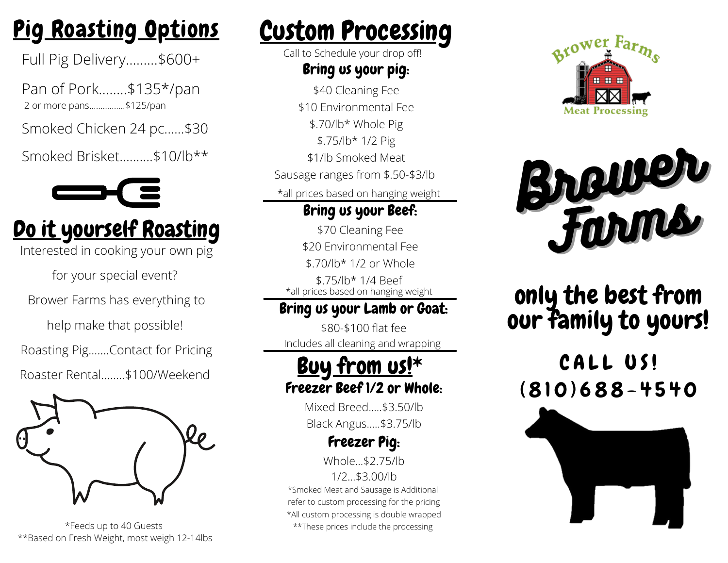# Pig Roasting Options

Full Pig Delivery.........$600+

Pan of Pork........$135*/pan

2 or more pans................$125/pan

Smoked Chicken 24 pc......$30

Smoked Brisket..........$10/lb**

# Do it yourself Roasting

Interested in cooking your own pig for your special event?

Brower Farms has everything to help make that possible!

Roasting Pig.......Contact for Pricing

Roaster Rental........$100/Weekend

*Feeds up to 40 Guests

**Based on Fresh Weight, most weigh 12-14lbs

# Custom Processing

Call to Schedule your drop off!

## Bring us your pig:

$40 Cleaning Fee

$10 Environmental Fee

$.70/lb* Whole Pig

$.75/lb* 1/2 Pig

$1/lb Smoked Meat

Sausage ranges from $.50-$3/lb

*all prices based on hanging weight

## Bring us your Beef:

$70 Cleaning Fee

$20 Environmental Fee

$.70/lb* 1/2 or Whole

$.75/lb* 1/4 Beef

*all prices based on hanging weight

## Bring us your Lamb or Goat:

$80-$100 flat fee

Includes all cleaning and wrapping

# Buy from us!*

## Freezer Beef 1/2 or Whole:

Mixed Breed.....$3.50/lb

Black Angus.....$3.75/lb

## Freezer Pig:

Whole...$2.75/lb

1/2...$3.00/lb

*Smoked Meat and Sausage is Additional refer to custom processing for the pricing

*All custom processing is double wrapped

**These prices include the processing

Brower Farms Meat Processing

# Brower Farms

## only the best from our family to yours!

## CALL US! (810)688-4540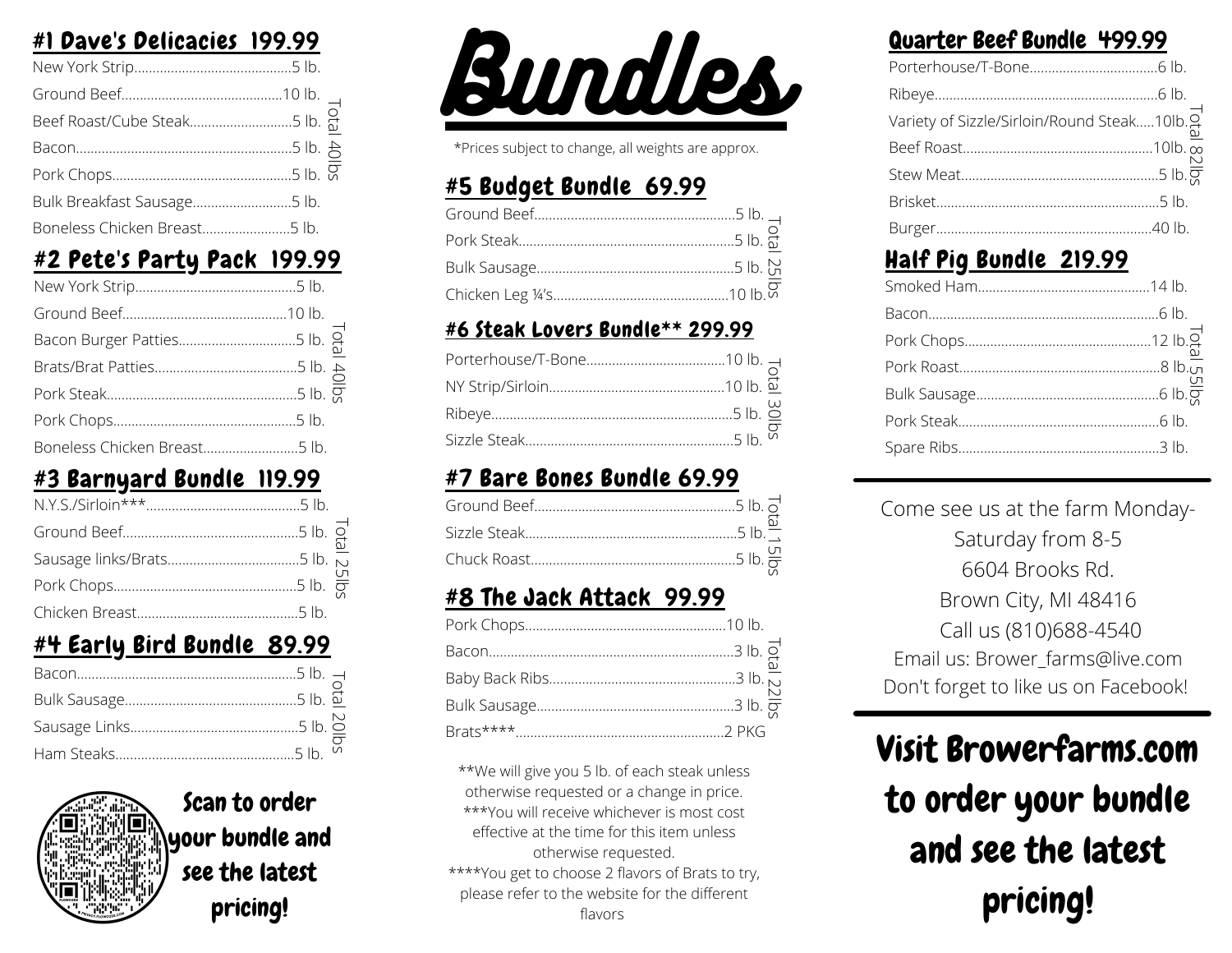# Bundles

*Prices subject to change, all weights are approx.

## #1 Dave's Delicacies 199.99

New York Strip..........5 lb.
Ground Beef..........10 lb.
Beef Roast/Cube Steak..........5 lb.
Bacon..........5 lb.
Pork Chops..........5 lb.
Bulk Breakfast Sausage..........5 lb.
Boneless Chicken Breast..........5 lb.

Total 40lbs

## #2 Pete's Party Pack 199.99

New York Strip..........5 lb.
Ground Beef..........10 lb.
Bacon Burger Patties..........5 lb.
Brats/Brat Patties..........5 lb.
Pork Steak..........5 lb.
Pork Chops..........5 lb.
Boneless Chicken Breast..........5 lb.

Total 40lbs

## #3 Barnyard Bundle 119.99

N.Y.S./Sirloin***..........5 lb.
Ground Beef..........5 lb.
Sausage links/Brats..........5 lb.
Pork Chops..........5 lb.
Chicken Breast..........5 lb.

Total 25lbs

## #4 Early Bird Bundle 89.99

Bacon..........5 lb.
Bulk Sausage..........5 lb.
Sausage Links..........5 lb.
Ham Steaks..........5 lb.

Total 20lbs

Scan to order your bundle and see the latest pricing!

## #5 Budget Bundle 69.99

Ground Beef..........5 lb.
Pork Steak..........5 lb.
Bulk Sausage..........5 lb.
Chicken Leg ¼'s..........10 lb.

Total 25lbs

## #6 Steak Lovers Bundle** 299.99

Porterhouse/T-Bone..........10 lb.
NY Strip/Sirloin..........10 lb.
Ribeye..........5 lb.
Sizzle Steak..........5 lb.

Total 30lbs

## #7 Bare Bones Bundle 69.99

Ground Beef..........5 lb.
Sizzle Steak..........5 lb.
Chuck Roast..........5 lb.

Total 15lbs

## #8 The Jack Attack 99.99

Pork Chops..........10 lb.
Bacon..........3 lb.
Baby Back Ribs..........3 lb.
Bulk Sausage..........3 lb.
Brats****..........2 PKG

Total 22lbs

**We will give you 5 lb. of each steak unless otherwise requested or a change in price.
***You will receive whichever is most cost effective at the time for this item unless otherwise requested.
****You get to choose 2 flavors of Brats to try, please refer to the website for the different flavors

## Quarter Beef Bundle 499.99

Porterhouse/T-Bone..........6 lb.
Ribeye..........6 lb.
Variety of Sizzle/Sirloin/Round Steak..........10lb.
Beef Roast..........10lb.
Stew Meat..........5 lb.
Brisket..........5 lb.
Burger..........40 lb.

Total 82lbs

## Half Pig Bundle 219.99

Smoked Ham..........14 lb.
Bacon..........6 lb.
Pork Chops..........12 lb.
Pork Roast..........8 lb.
Bulk Sausage..........6 lb.
Pork Steak..........6 lb.
Spare Ribs..........3 lb.

Total 55lbs

Come see us at the farm Monday-Saturday from 8-5
6604 Brooks Rd.
Brown City, MI 48416
Call us (810)688-4540
Email us: Brower_farms@live.com
Don't forget to like us on Facebook!

**Visit Browerfarms.com to order your bundle and see the latest pricing!**